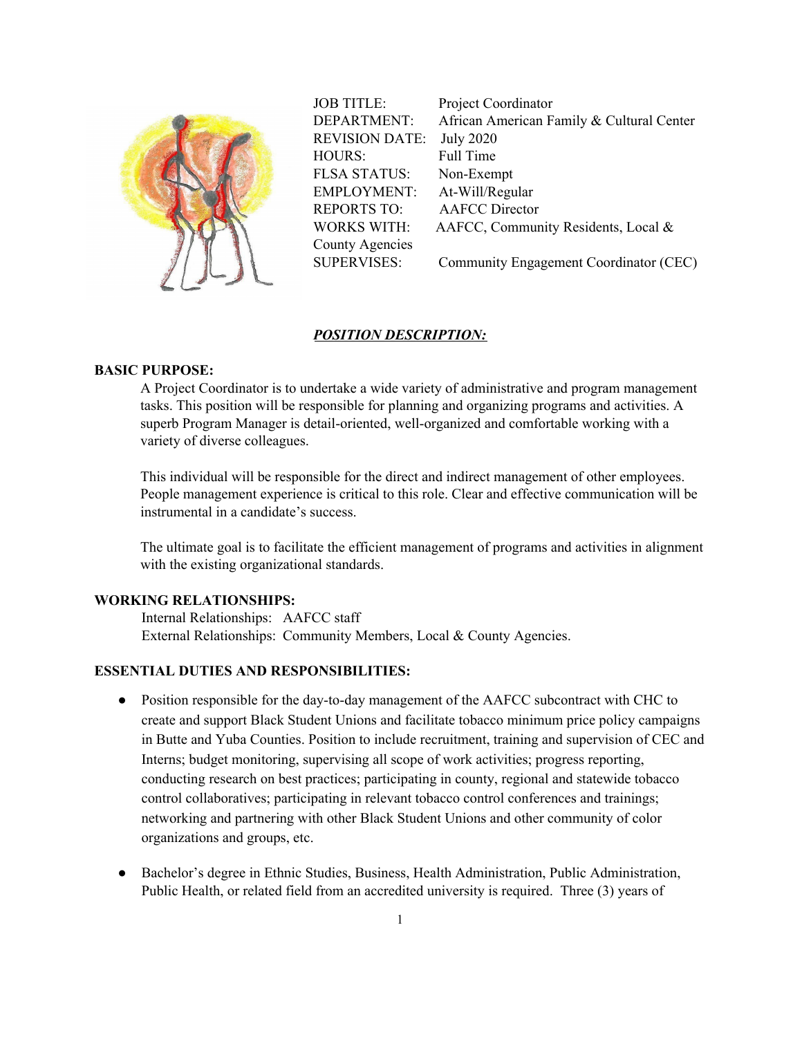JOB TITLE: Project Coordinator
DEPARTMENT: African American Family & Cultural Center
REVISION DATE: July 2020
HOURS: Full Time
FLSA STATUS: Non-Exempt
EMPLOYMENT: At-Will/Regular
REPORTS TO: AAFCC Director
WORKS WITH: AAFCC, Community Residents, Local & County Agencies
SUPERVISES: Community Engagement Coordinator (CEC)

## ***POSITION DESCRIPTION:***

**BASIC PURPOSE:**

A Project Coordinator is to undertake a wide variety of administrative and program management tasks. This position will be responsible for planning and organizing programs and activities. A superb Program Manager is detail-oriented, well-organized and comfortable working with a variety of diverse colleagues.

This individual will be responsible for the direct and indirect management of other employees. People management experience is critical to this role. Clear and effective communication will be instrumental in a candidate's success.

The ultimate goal is to facilitate the efficient management of programs and activities in alignment with the existing organizational standards.

**WORKING RELATIONSHIPS:**

Internal Relationships: AAFCC staff
External Relationships: Community Members, Local & County Agencies.

**ESSENTIAL DUTIES AND RESPONSIBILITIES:**

- Position responsible for the day-to-day management of the AAFCC subcontract with CHC to create and support Black Student Unions and facilitate tobacco minimum price policy campaigns in Butte and Yuba Counties. Position to include recruitment, training and supervision of CEC and Interns; budget monitoring, supervising all scope of work activities; progress reporting, conducting research on best practices; participating in county, regional and statewide tobacco control collaboratives; participating in relevant tobacco control conferences and trainings; networking and partnering with other Black Student Unions and other community of color organizations and groups, etc.
- Bachelor's degree in Ethnic Studies, Business, Health Administration, Public Administration, Public Health, or related field from an accredited university is required. Three (3) years of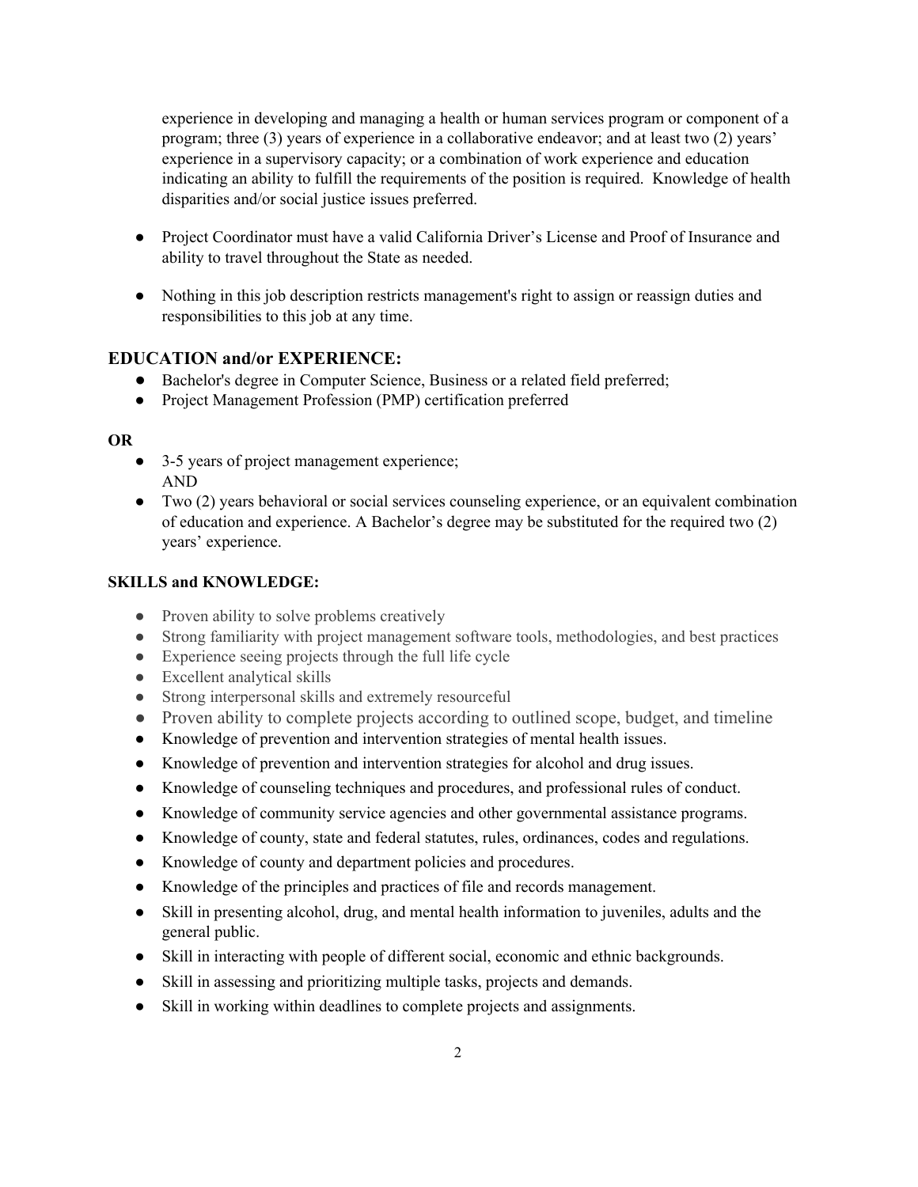experience in developing and managing a health or human services program or component of a program; three (3) years of experience in a collaborative endeavor; and at least two (2) years' experience in a supervisory capacity; or a combination of work experience and education indicating an ability to fulfill the requirements of the position is required. Knowledge of health disparities and/or social justice issues preferred.

- Project Coordinator must have a valid California Driver's License and Proof of Insurance and ability to travel throughout the State as needed.
- Nothing in this job description restricts management's right to assign or reassign duties and responsibilities to this job at any time.

## EDUCATION and/or EXPERIENCE:

- Bachelor's degree in Computer Science, Business or a related field preferred;
- Project Management Profession (PMP) certification preferred

**OR**

- 3-5 years of project management experience;
  AND
- Two (2) years behavioral or social services counseling experience, or an equivalent combination of education and experience. A Bachelor's degree may be substituted for the required two (2) years' experience.

**SKILLS and KNOWLEDGE:**

- Proven ability to solve problems creatively
- Strong familiarity with project management software tools, methodologies, and best practices
- Experience seeing projects through the full life cycle
- Excellent analytical skills
- Strong interpersonal skills and extremely resourceful
- Proven ability to complete projects according to outlined scope, budget, and timeline
- Knowledge of prevention and intervention strategies of mental health issues.
- Knowledge of prevention and intervention strategies for alcohol and drug issues.
- Knowledge of counseling techniques and procedures, and professional rules of conduct.
- Knowledge of community service agencies and other governmental assistance programs.
- Knowledge of county, state and federal statutes, rules, ordinances, codes and regulations.
- Knowledge of county and department policies and procedures.
- Knowledge of the principles and practices of file and records management.
- Skill in presenting alcohol, drug, and mental health information to juveniles, adults and the general public.
- Skill in interacting with people of different social, economic and ethnic backgrounds.
- Skill in assessing and prioritizing multiple tasks, projects and demands.
- Skill in working within deadlines to complete projects and assignments.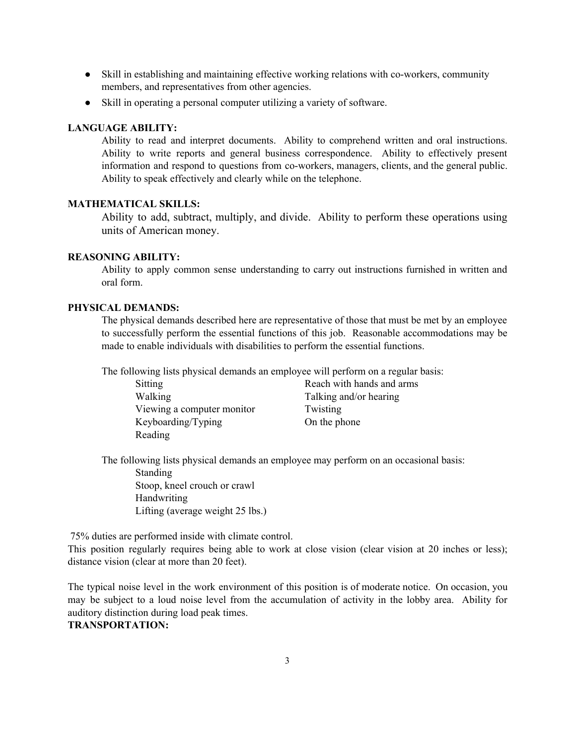- Skill in establishing and maintaining effective working relations with co-workers, community members, and representatives from other agencies.
- Skill in operating a personal computer utilizing a variety of software.

**LANGUAGE ABILITY:**

Ability to read and interpret documents. Ability to comprehend written and oral instructions. Ability to write reports and general business correspondence. Ability to effectively present information and respond to questions from co-workers, managers, clients, and the general public. Ability to speak effectively and clearly while on the telephone.

**MATHEMATICAL SKILLS:**

Ability to add, subtract, multiply, and divide. Ability to perform these operations using units of American money.

**REASONING ABILITY:**

Ability to apply common sense understanding to carry out instructions furnished in written and oral form.

**PHYSICAL DEMANDS:**

The physical demands described here are representative of those that must be met by an employee to successfully perform the essential functions of this job. Reasonable accommodations may be made to enable individuals with disabilities to perform the essential functions.

The following lists physical demands an employee will perform on a regular basis:

- Sitting
- Walking
- Viewing a computer monitor
- Keyboarding/Typing
- Reading
- Reach with hands and arms
- Talking and/or hearing
- Twisting
- On the phone

The following lists physical demands an employee may perform on an occasional basis:

- Standing
- Stoop, kneel crouch or crawl
- Handwriting
- Lifting (average weight 25 lbs.)

75% duties are performed inside with climate control.
This position regularly requires being able to work at close vision (clear vision at 20 inches or less); distance vision (clear at more than 20 feet).

The typical noise level in the work environment of this position is of moderate notice. On occasion, you may be subject to a loud noise level from the accumulation of activity in the lobby area. Ability for auditory distinction during load peak times.

**TRANSPORTATION:**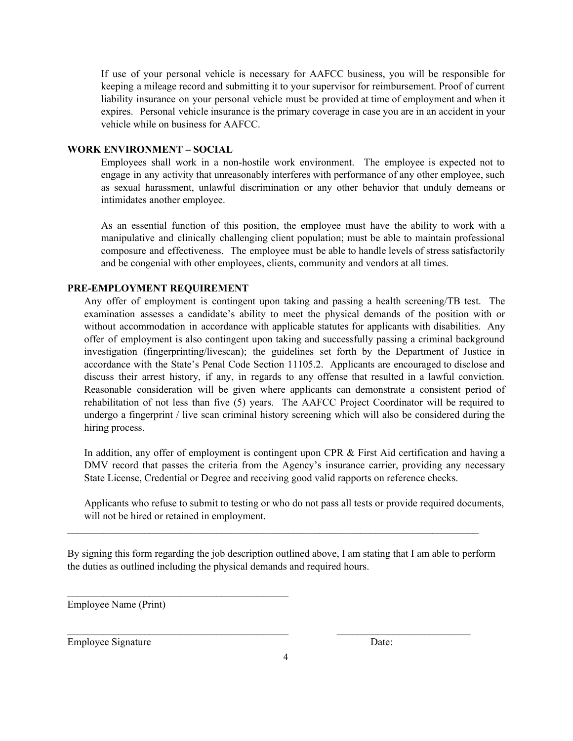If use of your personal vehicle is necessary for AAFCC business, you will be responsible for keeping a mileage record and submitting it to your supervisor for reimbursement. Proof of current liability insurance on your personal vehicle must be provided at time of employment and when it expires. Personal vehicle insurance is the primary coverage in case you are in an accident in your vehicle while on business for AAFCC.

**WORK ENVIRONMENT – SOCIAL**

Employees shall work in a non-hostile work environment. The employee is expected not to engage in any activity that unreasonably interferes with performance of any other employee, such as sexual harassment, unlawful discrimination or any other behavior that unduly demeans or intimidates another employee.

As an essential function of this position, the employee must have the ability to work with a manipulative and clinically challenging client population; must be able to maintain professional composure and effectiveness. The employee must be able to handle levels of stress satisfactorily and be congenial with other employees, clients, community and vendors at all times.

**PRE-EMPLOYMENT REQUIREMENT**

Any offer of employment is contingent upon taking and passing a health screening/TB test. The examination assesses a candidate's ability to meet the physical demands of the position with or without accommodation in accordance with applicable statutes for applicants with disabilities. Any offer of employment is also contingent upon taking and successfully passing a criminal background investigation (fingerprinting/livescan); the guidelines set forth by the Department of Justice in accordance with the State's Penal Code Section 11105.2. Applicants are encouraged to disclose and discuss their arrest history, if any, in regards to any offense that resulted in a lawful conviction. Reasonable consideration will be given where applicants can demonstrate a consistent period of rehabilitation of not less than five (5) years. The AAFCC Project Coordinator will be required to undergo a fingerprint / live scan criminal history screening which will also be considered during the hiring process.

In addition, any offer of employment is contingent upon CPR & First Aid certification and having a DMV record that passes the criteria from the Agency's insurance carrier, providing any necessary State License, Credential or Degree and receiving good valid rapports on reference checks.

Applicants who refuse to submit to testing or who do not pass all tests or provide required documents, will not be hired or retained in employment.

---

By signing this form regarding the job description outlined above, I am stating that I am able to perform the duties as outlined including the physical demands and required hours.

\_\_\_\_\_\_\_\_\_\_\_\_\_\_\_\_\_\_\_\_\_\_\_\_\_\_\_\_\_\_\_\_\_\_\_\_\_\_\_\_\_\_

Employee Name (Print)

\_\_\_\_\_\_\_\_\_\_\_\_\_\_\_\_\_\_\_\_\_\_\_\_\_\_\_\_\_\_\_\_\_\_\_\_\_\_\_\_\_\_ \_\_\_\_\_\_\_\_\_\_\_\_\_\_\_\_\_\_\_\_\_\_\_\_\_\_

Employee Signature Date: